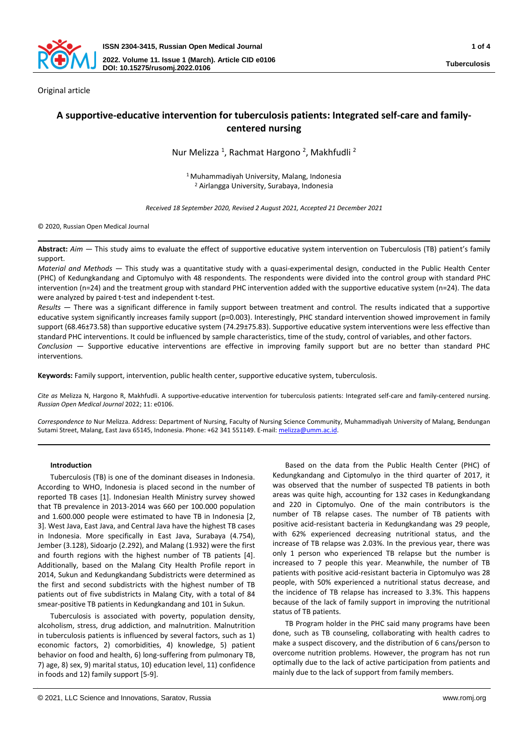Original article

# A supportive-educative intervention for tuberculosis patients: Integrated self-care and family-centered nursing

Nur Melizza [1], Rachmat Hargono [2], Makhfudli [2]

[1] Muhammadiyah University, Malang, Indonesia
[2] Airlangga University, Surabaya, Indonesia

*Received 18 September 2020, Revised 2 August 2021, Accepted 21 December 2021*

© 2020, Russian Open Medical Journal

**Abstract:** *Aim* — This study aims to evaluate the effect of supportive educative system intervention on Tuberculosis (TB) patient's family support.

*Material and Methods* — This study was a quantitative study with a quasi-experimental design, conducted in the Public Health Center (PHC) of Kedungkandang and Ciptomulyo with 48 respondents. The respondents were divided into the control group with standard PHC intervention (n=24) and the treatment group with standard PHC intervention added with the supportive educative system (n=24). The data were analyzed by paired t-test and independent t-test.

*Results* — There was a significant difference in family support between treatment and control. The results indicated that a supportive educative system significantly increases family support (p=0.003). Interestingly, PHC standard intervention showed improvement in family support (68.46±73.58) than supportive educative system (74.29±75.83). Supportive educative system interventions were less effective than standard PHC interventions. It could be influenced by sample characteristics, time of the study, control of variables, and other factors.

*Conclusion* — Supportive educative interventions are effective in improving family support but are no better than standard PHC interventions.

**Keywords:** Family support, intervention, public health center, supportive educative system, tuberculosis.

*Cite as* Melizza N, Hargono R, Makhfudli. A supportive-educative intervention for tuberculosis patients: Integrated self-care and family-centered nursing. *Russian Open Medical Journal* 2022; 11: e0106.

*Correspondence to* Nur Melizza. Address: Department of Nursing, Faculty of Nursing Science Community, Muhammadiyah University of Malang, Bendungan Sutami Street, Malang, East Java 65145, Indonesia. Phone: +62 341 551149. E-mail: melizza@umm.ac.id.

## Introduction

Tuberculosis (TB) is one of the dominant diseases in Indonesia. According to WHO, Indonesia is placed second in the number of reported TB cases [1]. Indonesian Health Ministry survey showed that TB prevalence in 2013-2014 was 660 per 100.000 population and 1.600.000 people were estimated to have TB in Indonesia [2, 3]. West Java, East Java, and Central Java have the highest TB cases in Indonesia. More specifically in East Java, Surabaya (4.754), Jember (3.128), Sidoarjo (2.292), and Malang (1.932) were the first and fourth regions with the highest number of TB patients [4]. Additionally, based on the Malang City Health Profile report in 2014, Sukun and Kedungkandang Subdistricts were determined as the first and second subdistricts with the highest number of TB patients out of five subdistricts in Malang City, with a total of 84 smear-positive TB patients in Kedungkandang and 101 in Sukun.

Tuberculosis is associated with poverty, population density, alcoholism, stress, drug addiction, and malnutrition. Malnutrition in tuberculosis patients is influenced by several factors, such as 1) economic factors, 2) comorbidities, 4) knowledge, 5) patient behavior on food and health, 6) long-suffering from pulmonary TB, 7) age, 8) sex, 9) marital status, 10) education level, 11) confidence in foods and 12) family support [5-9].

Based on the data from the Public Health Center (PHC) of Kedungkandang and Ciptomulyo in the third quarter of 2017, it was observed that the number of suspected TB patients in both areas was quite high, accounting for 132 cases in Kedungkandang and 220 in Ciptomulyo. One of the main contributors is the number of TB relapse cases. The number of TB patients with positive acid-resistant bacteria in Kedungkandang was 29 people, with 62% experienced decreasing nutritional status, and the increase of TB relapse was 2.03%. In the previous year, there was only 1 person who experienced TB relapse but the number is increased to 7 people this year. Meanwhile, the number of TB patients with positive acid-resistant bacteria in Ciptomulyo was 28 people, with 50% experienced a nutritional status decrease, and the incidence of TB relapse has increased to 3.3%. This happens because of the lack of family support in improving the nutritional status of TB patients.

TB Program holder in the PHC said many programs have been done, such as TB counseling, collaborating with health cadres to make a suspect discovery, and the distribution of 6 cans/person to overcome nutrition problems. However, the program has not run optimally due to the lack of active participation from patients and mainly due to the lack of support from family members.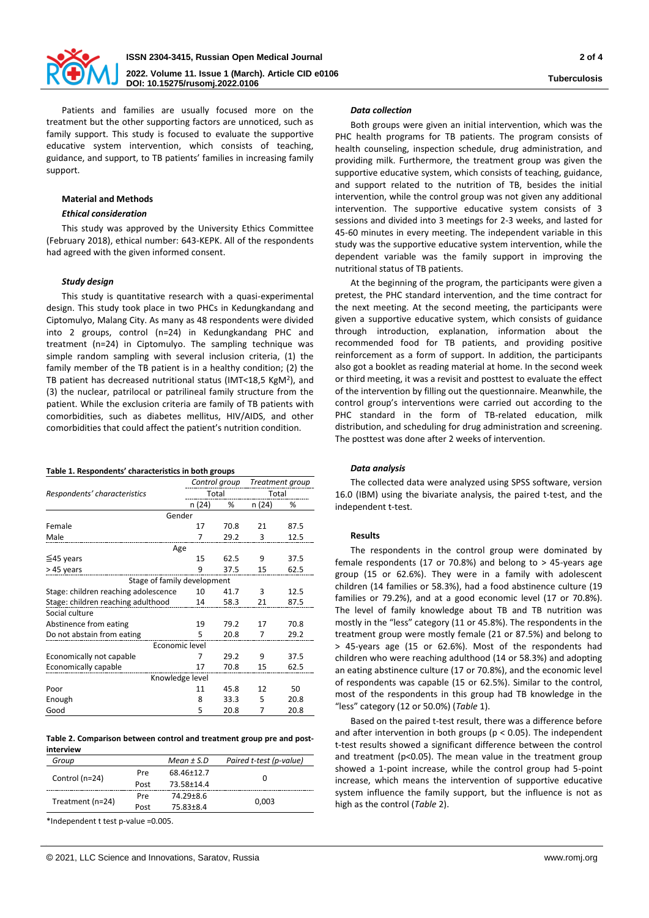Patients and families are usually focused more on the treatment but the other supporting factors are unnoticed, such as family support. This study is focused to evaluate the supportive educative system intervention, which consists of teaching, guidance, and support, to TB patients' families in increasing family support.

## Material and Methods

### *Ethical consideration*

This study was approved by the University Ethics Committee (February 2018), ethical number: 643-KEPK. All of the respondents had agreed with the given informed consent.

### *Study design*

This study is quantitative research with a quasi-experimental design. This study took place in two PHCs in Kedungkandang and Ciptomulyo, Malang City. As many as 48 respondents were divided into 2 groups, control (n=24) in Kedungkandang PHC and treatment (n=24) in Ciptomulyo. The sampling technique was simple random sampling with several inclusion criteria, (1) the family member of the TB patient is in a healthy condition; (2) the TB patient has decreased nutritional status (IMT<18,5 KgM$^2$), and (3) the nuclear, patrilocal or patrilineal family structure from the patient. While the exclusion criteria are family of TB patients with comorbidities, such as diabetes mellitus, HIV/AIDS, and other comorbidities that could affect the patient's nutrition condition.

**Table 1. Respondents' characteristics in both groups**

| *Respondents' characteristics* | *Control group* | | *Treatment group* | |
|---|---|---|---|---|
| | Total | | Total | |
| | n (24) | % | n (24) | % |
| Gender | | | | |
| Female | 17 | 70.8 | 21 | 87.5 |
| Male | 7 | 29.2 | 3 | 12.5 |
| Age | | | | |
| ≦45 years | 15 | 62.5 | 9 | 37.5 |
| > 45 years | 9 | 37.5 | 15 | 62.5 |
| Stage of family development | | | | |
| Stage: children reaching adolescence | 10 | 41.7 | 3 | 12.5 |
| Stage: children reaching adulthood | 14 | 58.3 | 21 | 87.5 |
| Social culture | | | | |
| Abstinence from eating | 19 | 79.2 | 17 | 70.8 |
| Do not abstain from eating | 5 | 20.8 | 7 | 29.2 |
| Economic level | | | | |
| Economically not capable | 7 | 29.2 | 9 | 37.5 |
| Economically capable | 17 | 70.8 | 15 | 62.5 |
| Knowledge level | | | | |
| Poor | 11 | 45.8 | 12 | 50 |
| Enough | 8 | 33.3 | 5 | 20.8 |
| Good | 5 | 20.8 | 7 | 20.8 |

**Table 2. Comparison between control and treatment group pre and post-interview**

| *Group* | | *Mean ± S.D* | *Paired t-test (p-value)* |
|---|---|---|---|
| Control (n=24) | Pre | 68.46±12.7 | 0 |
| | Post | 73.58±14.4 | |
| Treatment (n=24) | Pre | 74.29±8.6 | 0,003 |
| | Post | 75.83±8.4 | |

*Independent t test p-value =0.005.

### *Data collection*

Both groups were given an initial intervention, which was the PHC health programs for TB patients. The program consists of health counseling, inspection schedule, drug administration, and providing milk. Furthermore, the treatment group was given the supportive educative system, which consists of teaching, guidance, and support related to the nutrition of TB, besides the initial intervention, while the control group was not given any additional intervention. The supportive educative system consists of 3 sessions and divided into 3 meetings for 2-3 weeks, and lasted for 45-60 minutes in every meeting. The independent variable in this study was the supportive educative system intervention, while the dependent variable was the family support in improving the nutritional status of TB patients.

At the beginning of the program, the participants were given a pretest, the PHC standard intervention, and the time contract for the next meeting. At the second meeting, the participants were given a supportive educative system, which consists of guidance through introduction, explanation, information about the recommended food for TB patients, and providing positive reinforcement as a form of support. In addition, the participants also got a booklet as reading material at home. In the second week or third meeting, it was a revisit and posttest to evaluate the effect of the intervention by filling out the questionnaire. Meanwhile, the control group's interventions were carried out according to the PHC standard in the form of TB-related education, milk distribution, and scheduling for drug administration and screening. The posttest was done after 2 weeks of intervention.

### *Data analysis*

The collected data were analyzed using SPSS software, version 16.0 (IBM) using the bivariate analysis, the paired t-test, and the independent t-test.

## Results

The respondents in the control group were dominated by female respondents (17 or 70.8%) and belong to > 45-years age group (15 or 62.6%). They were in a family with adolescent children (14 families or 58.3%), had a food abstinence culture (19 families or 79.2%), and at a good economic level (17 or 70.8%). The level of family knowledge about TB and TB nutrition was mostly in the "less" category (11 or 45.8%). The respondents in the treatment group were mostly female (21 or 87.5%) and belong to > 45-years age (15 or 62.6%). Most of the respondents had children who were reaching adulthood (14 or 58.3%) and adopting an eating abstinence culture (17 or 70.8%), and the economic level of respondents was capable (15 or 62.5%). Similar to the control, most of the respondents in this group had TB knowledge in the "less" category (12 or 50.0%) (*Table* 1).

Based on the paired t-test result, there was a difference before and after intervention in both groups ($p < 0.05$). The independent t-test results showed a significant difference between the control and treatment ($p<0.05$). The mean value in the treatment group showed a 1-point increase, while the control group had 5-point increase, which means the intervention of supportive educative system influence the family support, but the influence is not as high as the control (*Table* 2).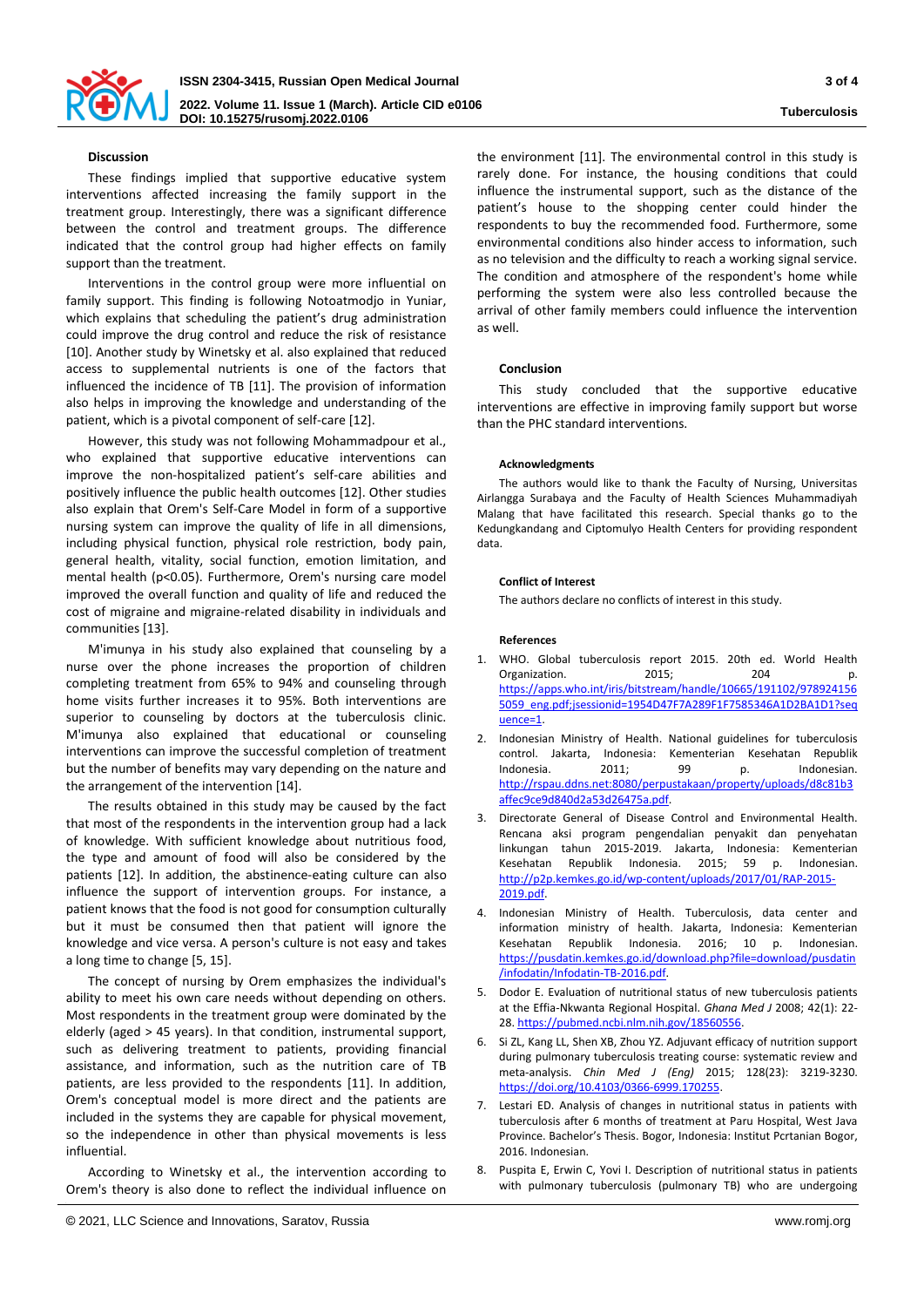## Discussion

These findings implied that supportive educative system interventions affected increasing the family support in the treatment group. Interestingly, there was a significant difference between the control and treatment groups. The difference indicated that the control group had higher effects on family support than the treatment.

Interventions in the control group were more influential on family support. This finding is following Notoatmodjo in Yuniar, which explains that scheduling the patient's drug administration could improve the drug control and reduce the risk of resistance [10]. Another study by Winetsky et al. also explained that reduced access to supplemental nutrients is one of the factors that influenced the incidence of TB [11]. The provision of information also helps in improving the knowledge and understanding of the patient, which is a pivotal component of self-care [12].

However, this study was not following Mohammadpour et al., who explained that supportive educative interventions can improve the non-hospitalized patient's self-care abilities and positively influence the public health outcomes [12]. Other studies also explain that Orem's Self-Care Model in form of a supportive nursing system can improve the quality of life in all dimensions, including physical function, physical role restriction, body pain, general health, vitality, social function, emotion limitation, and mental health ($p<0.05$). Furthermore, Orem's nursing care model improved the overall function and quality of life and reduced the cost of migraine and migraine-related disability in individuals and communities [13].

M'imunya in his study also explained that counseling by a nurse over the phone increases the proportion of children completing treatment from 65% to 94% and counseling through home visits further increases it to 95%. Both interventions are superior to counseling by doctors at the tuberculosis clinic. M'imunya also explained that educational or counseling interventions can improve the successful completion of treatment but the number of benefits may vary depending on the nature and the arrangement of the intervention [14].

The results obtained in this study may be caused by the fact that most of the respondents in the intervention group had a lack of knowledge. With sufficient knowledge about nutritious food, the type and amount of food will also be considered by the patients [12]. In addition, the abstinence-eating culture can also influence the support of intervention groups. For instance, a patient knows that the food is not good for consumption culturally but it must be consumed then that patient will ignore the knowledge and vice versa. A person's culture is not easy and takes a long time to change [5, 15].

The concept of nursing by Orem emphasizes the individual's ability to meet his own care needs without depending on others. Most respondents in the treatment group were dominated by the elderly (aged > 45 years). In that condition, instrumental support, such as delivering treatment to patients, providing financial assistance, and information, such as the nutrition care of TB patients, are less provided to the respondents [11]. In addition, Orem's conceptual model is more direct and the patients are included in the systems they are capable for physical movement, so the independence in other than physical movements is less influential.

According to Winetsky et al., the intervention according to Orem's theory is also done to reflect the individual influence on the environment [11]. The environmental control in this study is rarely done. For instance, the housing conditions that could influence the instrumental support, such as the distance of the patient's house to the shopping center could hinder the respondents to buy the recommended food. Furthermore, some environmental conditions also hinder access to information, such as no television and the difficulty to reach a working signal service. The condition and atmosphere of the respondent's home while performing the system were also less controlled because the arrival of other family members could influence the intervention as well.

## Conclusion

This study concluded that the supportive educative interventions are effective in improving family support but worse than the PHC standard interventions.

### Acknowledgments

The authors would like to thank the Faculty of Nursing, Universitas Airlangga Surabaya and the Faculty of Health Sciences Muhammadiyah Malang that have facilitated this research. Special thanks go to the Kedungkandang and Ciptomulyo Health Centers for providing respondent data.

### Conflict of Interest

The authors declare no conflicts of interest in this study.

### References

1. WHO. Global tuberculosis report 2015. 20th ed. World Health Organization. 2015; 204 p. https://apps.who.int/iris/bitstream/handle/10665/191102/9789241565059_eng.pdf;jsessionid=1954D47F7A289F1F7585346A1D2BA1D1?sequence=1.
2. Indonesian Ministry of Health. National guidelines for tuberculosis control. Jakarta, Indonesia: Kementerian Kesehatan Republik Indonesia. 2011; 99 p. Indonesian. http://rspau.ddns.net:8080/perpustakaan/property/uploads/d8c81b3affec9ce9d840d2a53d26475a.pdf.
3. Directorate General of Disease Control and Environmental Health. Rencana aksi program pengendalian penyakit dan penyehatan linkungan tahun 2015-2019. Jakarta, Indonesia: Kementerian Kesehatan Republik Indonesia. 2015; 59 p. Indonesian. http://p2p.kemkes.go.id/wp-content/uploads/2017/01/RAP-2015-2019.pdf.
4. Indonesian Ministry of Health. Tuberculosis, data center and information ministry of health. Jakarta, Indonesia: Kementerian Kesehatan Republik Indonesia. 2016; 10 p. Indonesian. https://pusdatin.kemkes.go.id/download.php?file=download/pusdatin/infodatin/Infodatin-TB-2016.pdf.
5. Dodor E. Evaluation of nutritional status of new tuberculosis patients at the Effia-Nkwanta Regional Hospital. *Ghana Med J* 2008; 42(1): 22-28. https://pubmed.ncbi.nlm.nih.gov/18560556.
6. Si ZL, Kang LL, Shen XB, Zhou YZ. Adjuvant efficacy of nutrition support during pulmonary tuberculosis treating course: systematic review and meta-analysis. *Chin Med J (Eng)* 2015; 128(23): 3219-3230. https://doi.org/10.4103/0366-6999.170255.
7. Lestari ED. Analysis of changes in nutritional status in patients with tuberculosis after 6 months of treatment at Paru Hospital, West Java Province. Bachelor's Thesis. Bogor, Indonesia: Institut Pcrtanian Bogor, 2016. Indonesian.
8. Puspita E, Erwin C, Yovi I. Description of nutritional status in patients with pulmonary tuberculosis (pulmonary TB) who are undergoing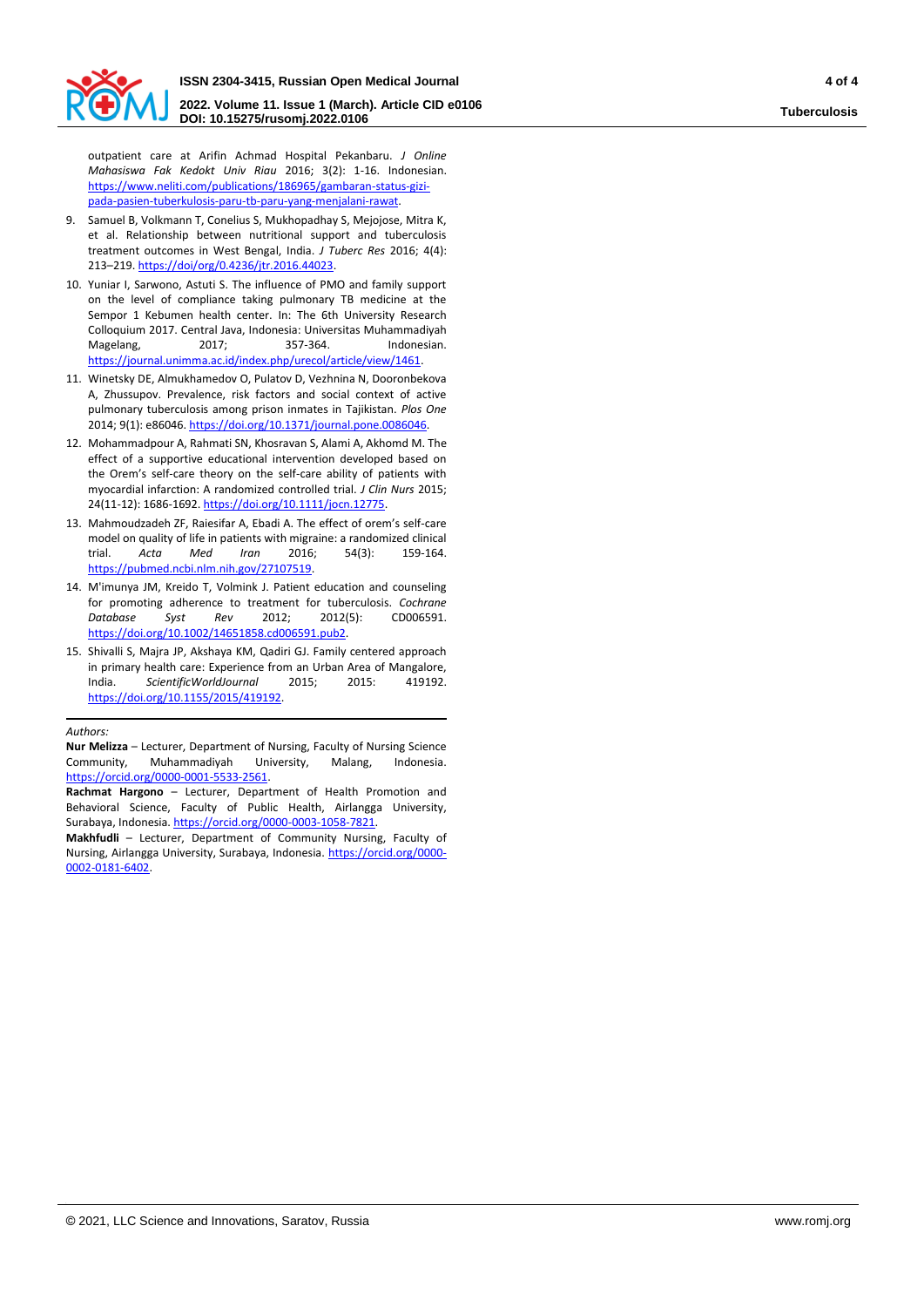outpatient care at Arifin Achmad Hospital Pekanbaru. *J Online Mahasiswa Fak Kedokt Univ Riau* 2016; 3(2): 1-16. Indonesian. https://www.neliti.com/publications/186965/gambaran-status-gizi-pada-pasien-tuberkulosis-paru-tb-paru-yang-menjalani-rawat.

9. Samuel B, Volkmann T, Conelius S, Mukhopadhay S, Mejojose, Mitra K, et al. Relationship between nutritional support and tuberculosis treatment outcomes in West Bengal, India. *J Tuberc Res* 2016; 4(4): 213–219. https://doi/org/0.4236/jtr.2016.44023.
10. Yuniar I, Sarwono, Astuti S. The influence of PMO and family support on the level of compliance taking pulmonary TB medicine at the Sempor 1 Kebumen health center. In: The 6th University Research Colloquium 2017. Central Java, Indonesia: Universitas Muhammadiyah Magelang, 2017; 357-364. Indonesian. https://journal.unimma.ac.id/index.php/urecol/article/view/1461.
11. Winetsky DE, Almukhamedov O, Pulatov D, Vezhnina N, Dooronbekova A, Zhussupov. Prevalence, risk factors and social context of active pulmonary tuberculosis among prison inmates in Tajikistan. *Plos One* 2014; 9(1): e86046. https://doi.org/10.1371/journal.pone.0086046.
12. Mohammadpour A, Rahmati SN, Khosravan S, Alami A, Akhomd M. The effect of a supportive educational intervention developed based on the Orem's self-care theory on the self-care ability of patients with myocardial infarction: A randomized controlled trial. *J Clin Nurs* 2015; 24(11-12): 1686-1692. https://doi.org/10.1111/jocn.12775.
13. Mahmoudzadeh ZF, Raiesifar A, Ebadi A. The effect of orem's self-care model on quality of life in patients with migraine: a randomized clinical trial. *Acta Med Iran* 2016; 54(3): 159-164. https://pubmed.ncbi.nlm.nih.gov/27107519.
14. M'imunya JM, Kreido T, Volmink J. Patient education and counseling for promoting adherence to treatment for tuberculosis. *Cochrane Database Syst Rev* 2012; 2012(5): CD006591. https://doi.org/10.1002/14651858.cd006591.pub2.
15. Shivalli S, Majra JP, Akshaya KM, Qadiri GJ. Family centered approach in primary health care: Experience from an Urban Area of Mangalore, India. *ScientificWorldJournal* 2015; 2015: 419192. https://doi.org/10.1155/2015/419192.

---

*Authors:*

**Nur Melizza** – Lecturer, Department of Nursing, Faculty of Nursing Science Community, Muhammadiyah University, Malang, Indonesia. https://orcid.org/0000-0001-5533-2561.

**Rachmat Hargono** – Lecturer, Department of Health Promotion and Behavioral Science, Faculty of Public Health, Airlangga University, Surabaya, Indonesia. https://orcid.org/0000-0003-1058-7821.

**Makhfudli** – Lecturer, Department of Community Nursing, Faculty of Nursing, Airlangga University, Surabaya, Indonesia. https://orcid.org/0000-0002-0181-6402.